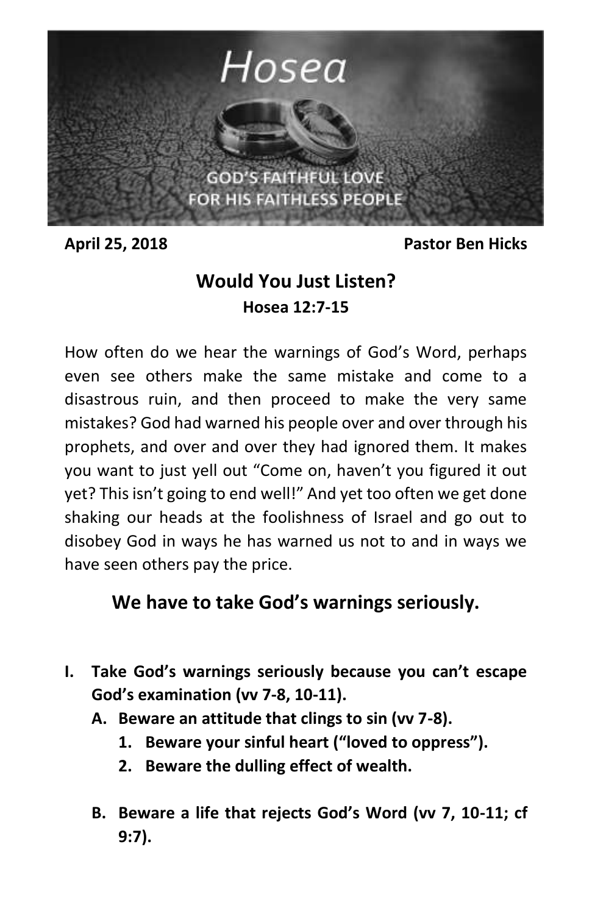# Hosea

GOD'S FAITHFUL LOVE FOR HIS FAITHLESS PEOPLE

**April 25, 2018** **Pastor Ben Hicks**

## Would You Just Listen?

**Hosea 12:7-15**

How often do we hear the warnings of God's Word, perhaps even see others make the same mistake and come to a disastrous ruin, and then proceed to make the very same mistakes? God had warned his people over and over through his prophets, and over and over they had ignored them. It makes you want to just yell out "Come on, haven't you figured it out yet? This isn't going to end well!" And yet too often we get done shaking our heads at the foolishness of Israel and go out to disobey God in ways he has warned us not to and in ways we have seen others pay the price.

### We have to take God's warnings seriously.

**I. Take God's warnings seriously because you can't escape God's examination (vv 7-8, 10-11).**

**A. Beware an attitude that clings to sin (vv 7-8).**

**1. Beware your sinful heart ("loved to oppress").**

**2. Beware the dulling effect of wealth.**

**B. Beware a life that rejects God's Word (vv 7, 10-11; cf 9:7).**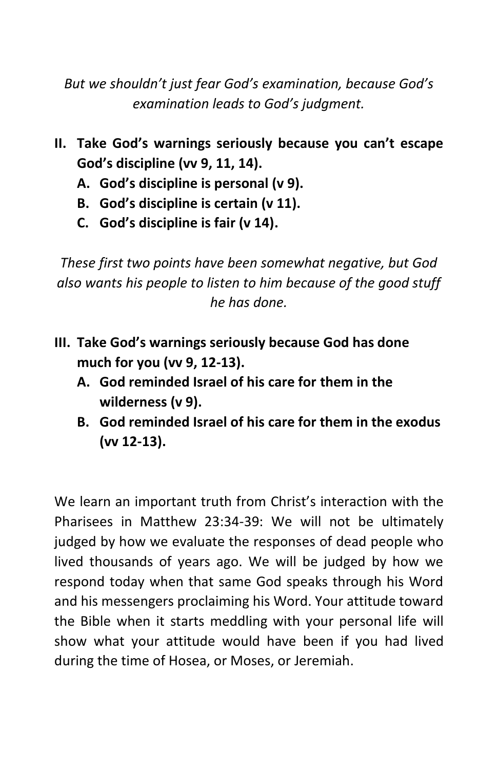*But we shouldn't just fear God's examination, because God's examination leads to God's judgment.*

**II. Take God's warnings seriously because you can't escape God's discipline (vv 9, 11, 14).**

   **A. God's discipline is personal (v 9).**

   **B. God's discipline is certain (v 11).**

   **C. God's discipline is fair (v 14).**

*These first two points have been somewhat negative, but God also wants his people to listen to him because of the good stuff he has done.*

**III. Take God's warnings seriously because God has done much for you (vv 9, 12-13).**

   **A. God reminded Israel of his care for them in the wilderness (v 9).**

   **B. God reminded Israel of his care for them in the exodus (vv 12-13).**

We learn an important truth from Christ's interaction with the Pharisees in Matthew 23:34-39: We will not be ultimately judged by how we evaluate the responses of dead people who lived thousands of years ago. We will be judged by how we respond today when that same God speaks through his Word and his messengers proclaiming his Word. Your attitude toward the Bible when it starts meddling with your personal life will show what your attitude would have been if you had lived during the time of Hosea, or Moses, or Jeremiah.